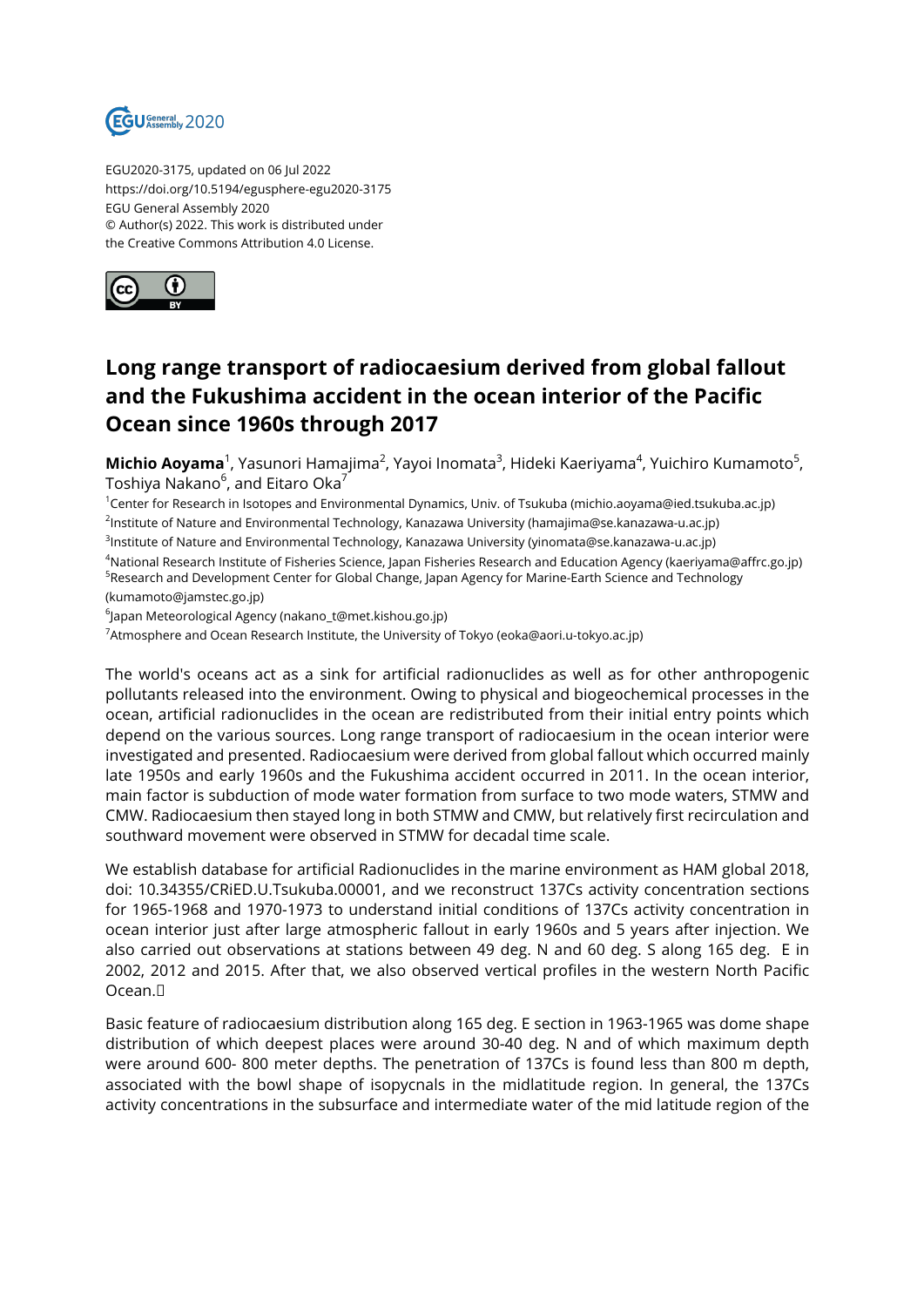EGU2020-3175, updated on 06 Jul 2022
https://doi.org/10.5194/egusphere-egu2020-3175
EGU General Assembly 2020
© Author(s) 2022. This work is distributed under
the Creative Commons Attribution 4.0 License.

# Long range transport of radiocaesium derived from global fallout and the Fukushima accident in the ocean interior of the Pacific Ocean since 1960s through 2017

**Michio Aoyama**[1], Yasunori Hamajima[2], Yayoi Inomata[3], Hideki Kaeriyama[4], Yuichiro Kumamoto[5], Toshiya Nakano[6], and Eitaro Oka[7]

[1]Center for Research in Isotopes and Environmental Dynamics, Univ. of Tsukuba (michio.aoyama@ied.tsukuba.ac.jp)
[2]Institute of Nature and Environmental Technology, Kanazawa University (hamajima@se.kanazawa-u.ac.jp)
[3]Institute of Nature and Environmental Technology, Kanazawa University (yinomata@se.kanazawa-u.ac.jp)
[4]National Research Institute of Fisheries Science, Japan Fisheries Research and Education Agency (kaeriyama@affrc.go.jp)
[5]Research and Development Center for Global Change, Japan Agency for Marine-Earth Science and Technology (kumamoto@jamstec.go.jp)
[6]Japan Meteorological Agency (nakano_t@met.kishou.go.jp)
[7]Atmosphere and Ocean Research Institute, the University of Tokyo (eoka@aori.u-tokyo.ac.jp)

The world's oceans act as a sink for artificial radionuclides as well as for other anthropogenic pollutants released into the environment. Owing to physical and biogeochemical processes in the ocean, artificial radionuclides in the ocean are redistributed from their initial entry points which depend on the various sources. Long range transport of radiocaesium in the ocean interior were investigated and presented. Radiocaesium were derived from global fallout which occurred mainly late 1950s and early 1960s and the Fukushima accident occurred in 2011. In the ocean interior, main factor is subduction of mode water formation from surface to two mode waters, STMW and CMW. Radiocaesium then stayed long in both STMW and CMW, but relatively first recirculation and southward movement were observed in STMW for decadal time scale.

We establish database for artificial Radionuclides in the marine environment as HAM global 2018, doi: 10.34355/CRiED.U.Tsukuba.00001, and we reconstruct 137Cs activity concentration sections for 1965-1968 and 1970-1973 to understand initial conditions of 137Cs activity concentration in ocean interior just after large atmospheric fallout in early 1960s and 5 years after injection. We also carried out observations at stations between 49 deg. N and 60 deg. S along 165 deg. E in 2002, 2012 and 2015. After that, we also observed vertical profiles in the western North Pacific Ocean.

Basic feature of radiocaesium distribution along 165 deg. E section in 1963-1965 was dome shape distribution of which deepest places were around 30-40 deg. N and of which maximum depth were around 600- 800 meter depths. The penetration of 137Cs is found less than 800 m depth, associated with the bowl shape of isopycnals in the midlatitude region. In general, the 137Cs activity concentrations in the subsurface and intermediate water of the mid latitude region of the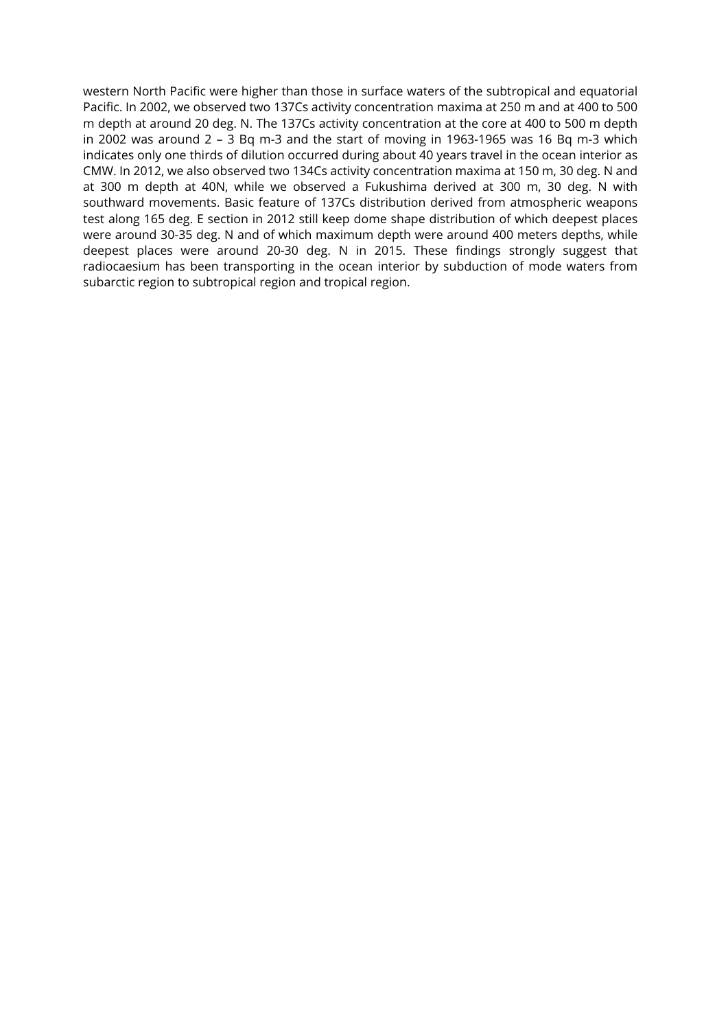western North Pacific were higher than those in surface waters of the subtropical and equatorial Pacific. In 2002, we observed two 137Cs activity concentration maxima at 250 m and at 400 to 500 m depth at around 20 deg. N. The 137Cs activity concentration at the core at 400 to 500 m depth in 2002 was around 2 – 3 Bq m-3 and the start of moving in 1963-1965 was 16 Bq m-3 which indicates only one thirds of dilution occurred during about 40 years travel in the ocean interior as CMW. In 2012, we also observed two 134Cs activity concentration maxima at 150 m, 30 deg. N and at 300 m depth at 40N, while we observed a Fukushima derived at 300 m, 30 deg. N with southward movements. Basic feature of 137Cs distribution derived from atmospheric weapons test along 165 deg. E section in 2012 still keep dome shape distribution of which deepest places were around 30-35 deg. N and of which maximum depth were around 400 meters depths, while deepest places were around 20-30 deg. N in 2015. These findings strongly suggest that radiocaesium has been transporting in the ocean interior by subduction of mode waters from subarctic region to subtropical region and tropical region.